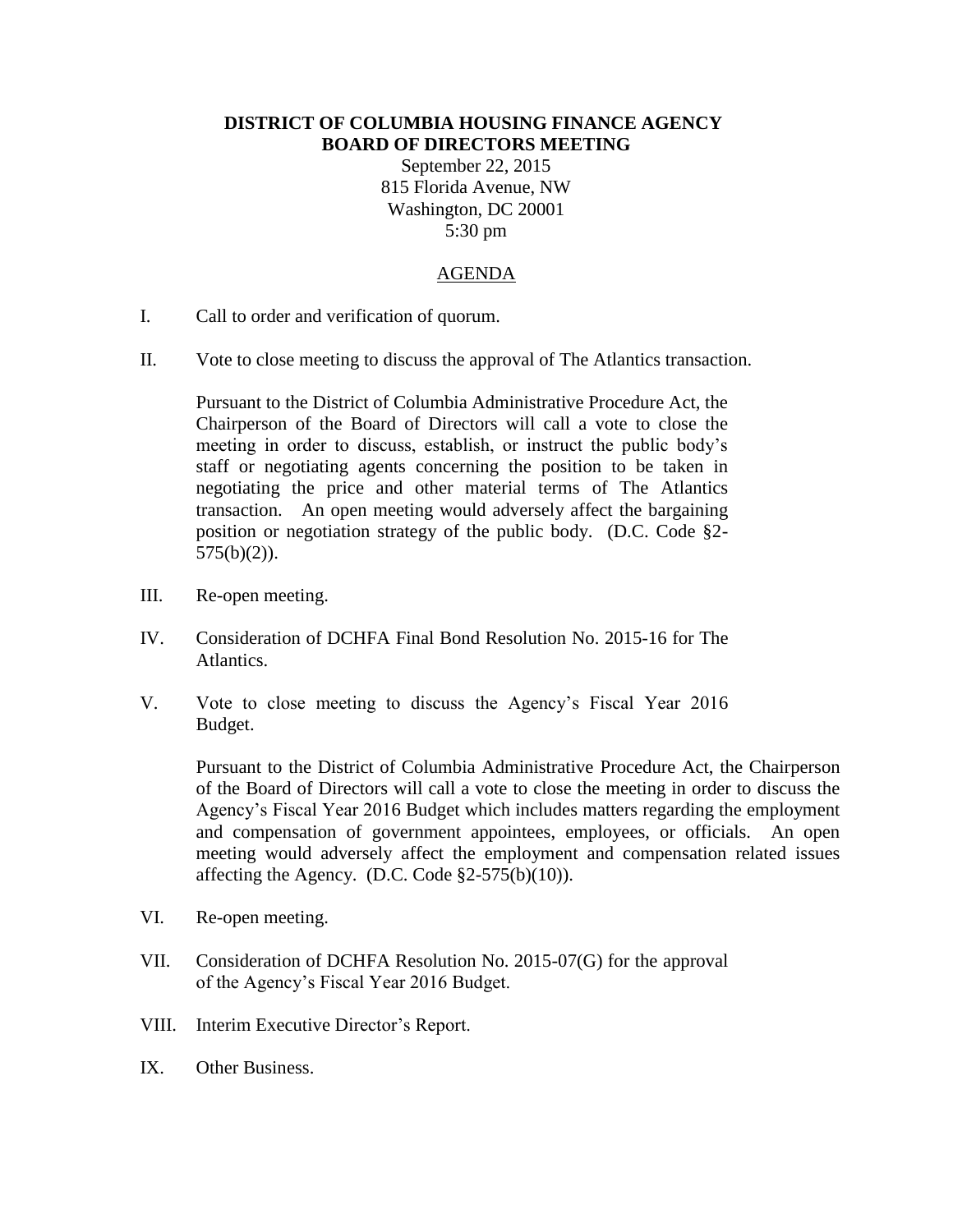# DISTRICT OF COLUMBIA HOUSING FINANCE AGENCY
# BOARD OF DIRECTORS MEETING

September 22, 2015
815 Florida Avenue, NW
Washington, DC 20001
5:30 pm

## AGENDA

I. Call to order and verification of quorum.

II. Vote to close meeting to discuss the approval of The Atlantics transaction.

   Pursuant to the District of Columbia Administrative Procedure Act, the Chairperson of the Board of Directors will call a vote to close the meeting in order to discuss, establish, or instruct the public body's staff or negotiating agents concerning the position to be taken in negotiating the price and other material terms of The Atlantics transaction. An open meeting would adversely affect the bargaining position or negotiation strategy of the public body. (D.C. Code §2-575(b)(2)).

III. Re-open meeting.

IV. Consideration of DCHFA Final Bond Resolution No. 2015-16 for The Atlantics.

V. Vote to close meeting to discuss the Agency's Fiscal Year 2016 Budget.

   Pursuant to the District of Columbia Administrative Procedure Act, the Chairperson of the Board of Directors will call a vote to close the meeting in order to discuss the Agency's Fiscal Year 2016 Budget which includes matters regarding the employment and compensation of government appointees, employees, or officials. An open meeting would adversely affect the employment and compensation related issues affecting the Agency. (D.C. Code §2-575(b)(10)).

VI. Re-open meeting.

VII. Consideration of DCHFA Resolution No. 2015-07(G) for the approval of the Agency's Fiscal Year 2016 Budget.

VIII. Interim Executive Director's Report.

IX. Other Business.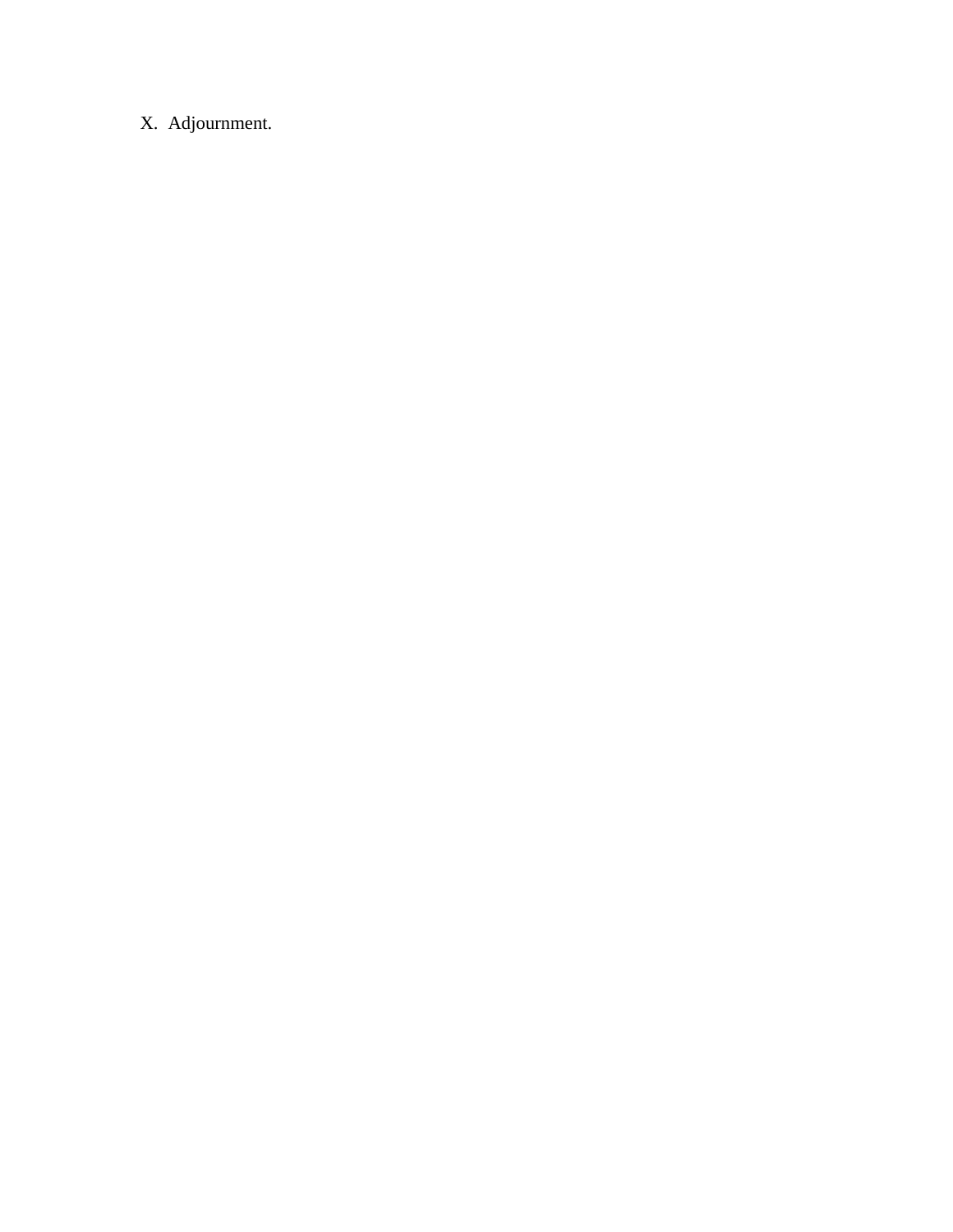X. Adjournment.